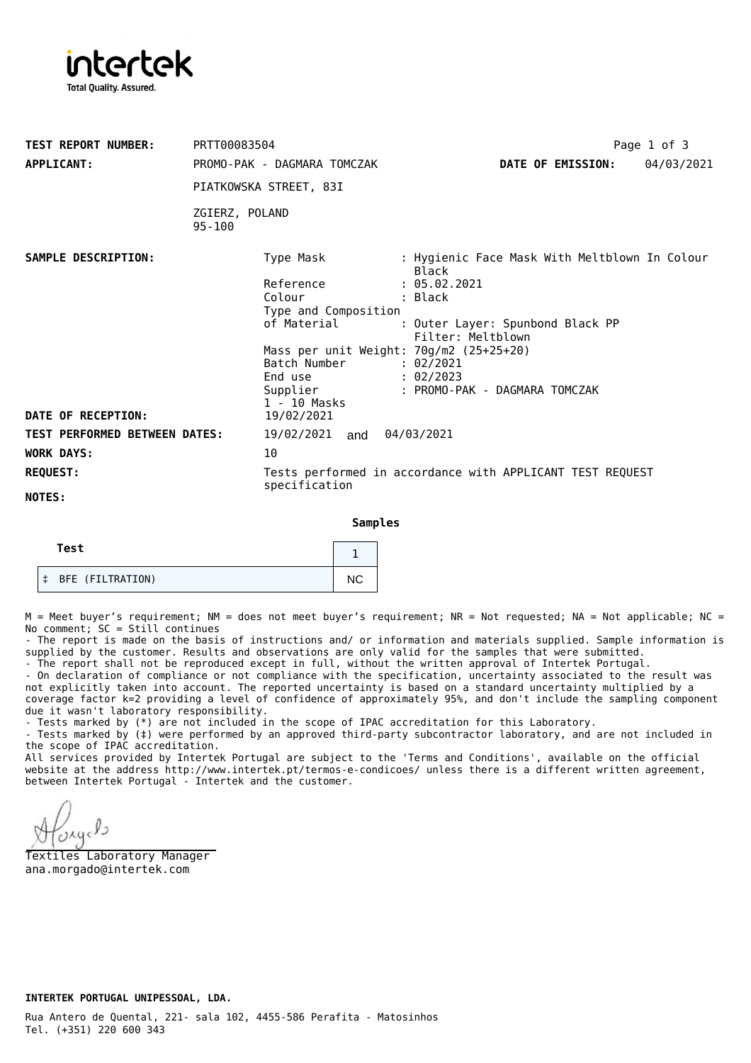**intertek**
Total Quality. Assured.

**TEST REPORT NUMBER:** PRTT00083504

**APPLICANT:** PROMO-PAK - DAGMARA TOMCZAK
PIATKOWSKA STREET, 83I
ZGIERZ, POLAND
95-100

**DATE OF EMISSION:** 04/03/2021

**SAMPLE DESCRIPTION:**

Type Mask : Hygienic Face Mask With Meltblown In Colour Black
Reference : 05.02.2021
Colour : Black
Type and Composition of Material : Outer Layer: Spunbond Black PP
Filter: Meltblown
Mass per unit Weight: 70g/m2 (25+25+20)
Batch Number : 02/2021
End use : 02/2023
Supplier : PROMO-PAK - DAGMARA TOMCZAK
1 - 10 Masks

**DATE OF RECEPTION:** 19/02/2021

**TEST PERFORMED BETWEEN DATES:** 19/02/2021 and 04/03/2021

**WORK DAYS:** 10

**REQUEST:** Tests performed in accordance with APPLICANT TEST REQUEST specification

**NOTES:**

**Samples**

| Test | 1 |
|---|---|
| ‡ BFE (FILTRATION) | NC |

M = Meet buyer's requirement; NM = does not meet buyer's requirement; NR = Not requested; NA = Not applicable; NC = No comment; SC = Still continues

- The report is made on the basis of instructions and/ or information and materials supplied. Sample information is supplied by the customer. Results and observations are only valid for the samples that were submitted.
- The report shall not be reproduced except in full, without the written approval of Intertek Portugal.
- On declaration of compliance or not compliance with the specification, uncertainty associated to the result was not explicitly taken into account. The reported uncertainty is based on a standard uncertainty multiplied by a coverage factor k=2 providing a level of confidence of approximately 95%, and don't include the sampling component due it wasn't laboratory responsibility.
- Tests marked by (*) are not included in the scope of IPAC accreditation for this Laboratory.
- Tests marked by (‡) were performed by an approved third-party subcontractor laboratory, and are not included in the scope of IPAC accreditation.

All services provided by Intertek Portugal are subject to the 'Terms and Conditions', available on the official website at the address http://www.intertek.pt/termos-e-condicoes/ unless there is a different written agreement, between Intertek Portugal - Intertek and the customer.

Textiles Laboratory Manager
ana.morgado@intertek.com

**INTERTEK PORTUGAL UNIPESSOAL, LDA.**

Rua Antero de Quental, 221- sala 102, 4455-586 Perafita - Matosinhos
Tel. (+351) 220 600 343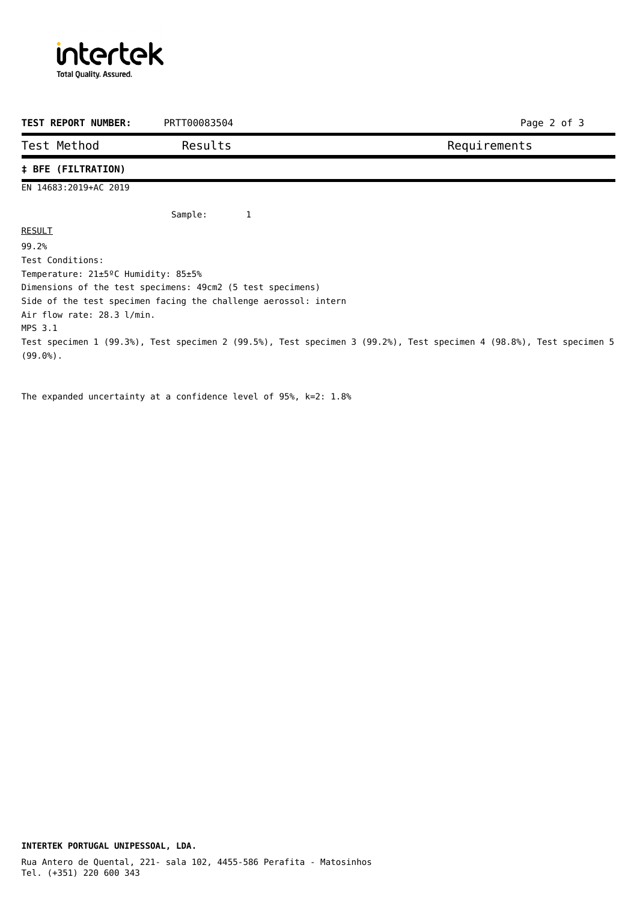**TEST REPORT NUMBER:** PRTT00083504

| Test Method | Results | Requirements |
| --- | --- | --- |

**‡ BFE (FILTRATION)**

EN 14683:2019+AC 2019

Sample: 1

RESULT

99.2%

Test Conditions:

Temperature: 21±5ºC Humidity: 85±5%

Dimensions of the test specimens: 49cm2 (5 test specimens)

Side of the test specimen facing the challenge aerossol: intern

Air flow rate: 28.3 l/min.

MPS 3.1

Test specimen 1 (99.3%), Test specimen 2 (99.5%), Test specimen 3 (99.2%), Test specimen 4 (98.8%), Test specimen 5 (99.0%).

The expanded uncertainty at a confidence level of 95%, k=2: 1.8%

**INTERTEK PORTUGAL UNIPESSOAL, LDA.**

Rua Antero de Quental, 221- sala 102, 4455-586 Perafita - Matosinhos
Tel. (+351) 220 600 343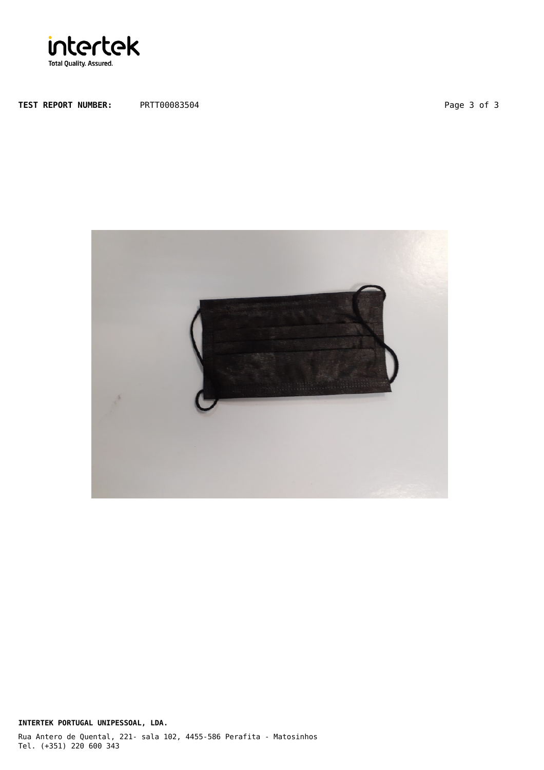**TEST REPORT NUMBER:** PRTT00083504

**INTERTEK PORTUGAL UNIPESSOAL, LDA.**

Rua Antero de Quental, 221- sala 102, 4455-586 Perafita - Matosinhos
Tel. (+351) 220 600 343